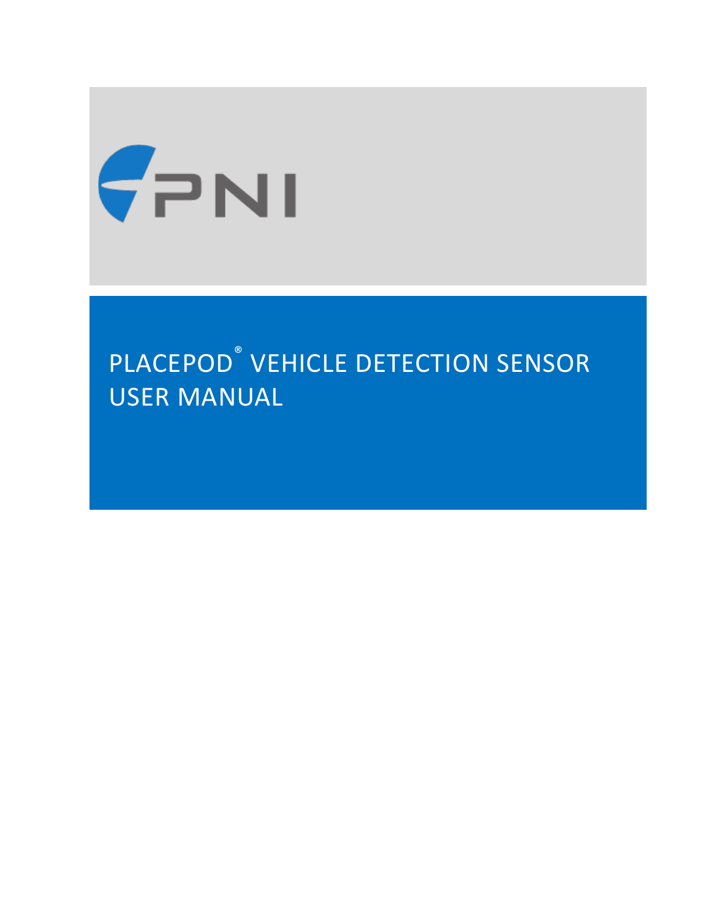PNI

# PLACEPOD® VEHICLE DETECTION SENSOR USER MANUAL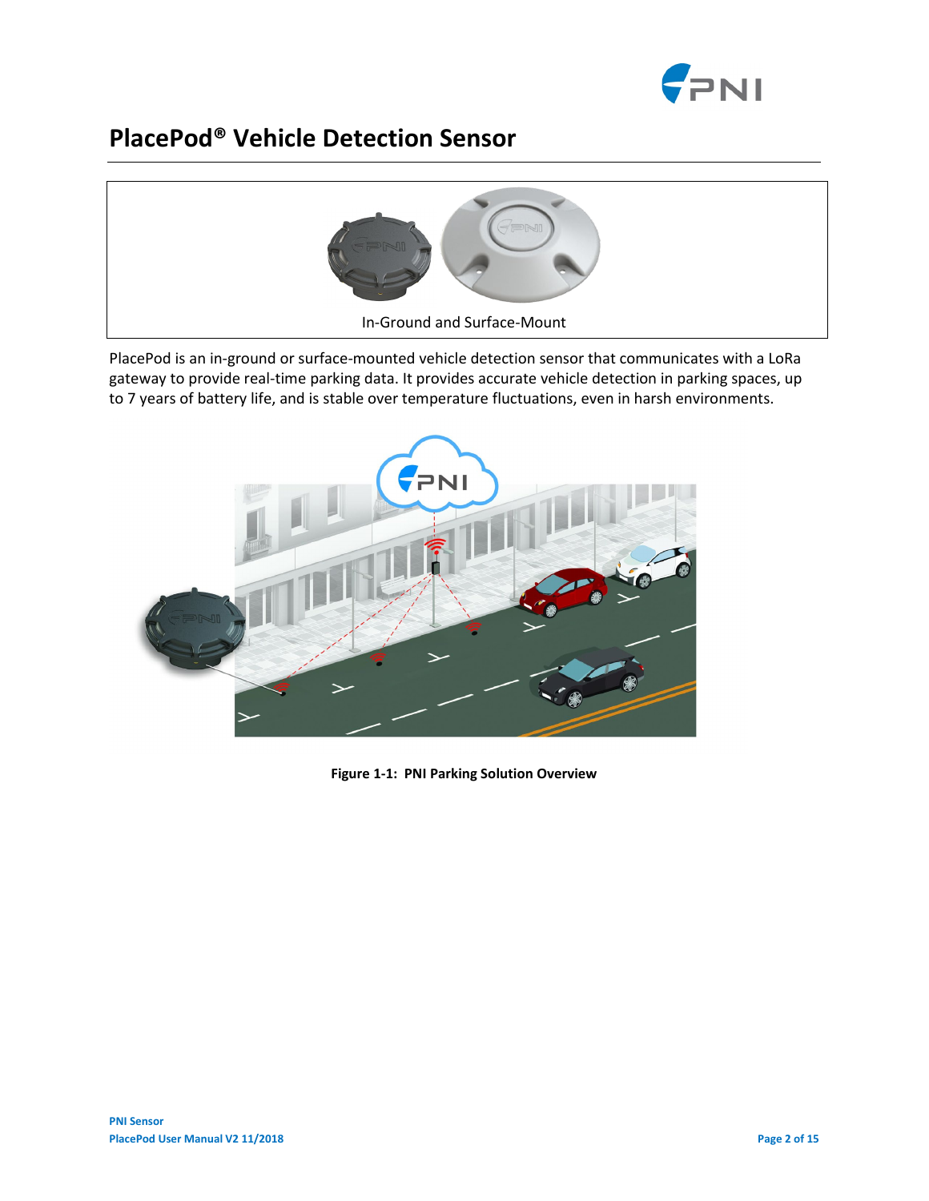# PlacePod® Vehicle Detection Sensor

In-Ground and Surface-Mount

PlacePod is an in-ground or surface-mounted vehicle detection sensor that communicates with a LoRa gateway to provide real-time parking data. It provides accurate vehicle detection in parking spaces, up to 7 years of battery life, and is stable over temperature fluctuations, even in harsh environments.

**Figure 1-1: PNI Parking Solution Overview**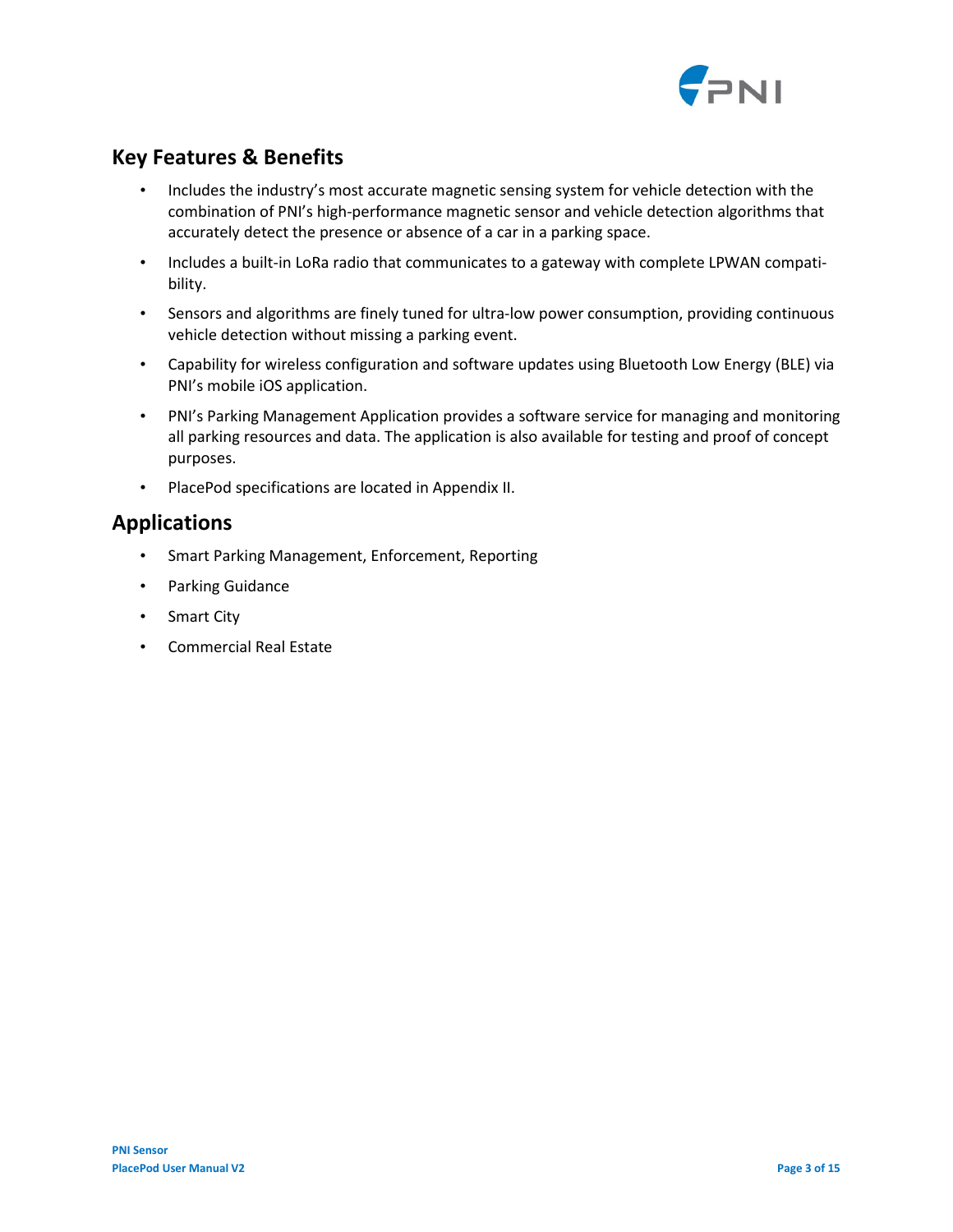## Key Features & Benefits

- Includes the industry's most accurate magnetic sensing system for vehicle detection with the combination of PNI's high-performance magnetic sensor and vehicle detection algorithms that accurately detect the presence or absence of a car in a parking space.
- Includes a built-in LoRa radio that communicates to a gateway with complete LPWAN compatibility.
- Sensors and algorithms are finely tuned for ultra-low power consumption, providing continuous vehicle detection without missing a parking event.
- Capability for wireless configuration and software updates using Bluetooth Low Energy (BLE) via PNI's mobile iOS application.
- PNI's Parking Management Application provides a software service for managing and monitoring all parking resources and data. The application is also available for testing and proof of concept purposes.
- PlacePod specifications are located in Appendix II.

## Applications

- Smart Parking Management, Enforcement, Reporting
- Parking Guidance
- Smart City
- Commercial Real Estate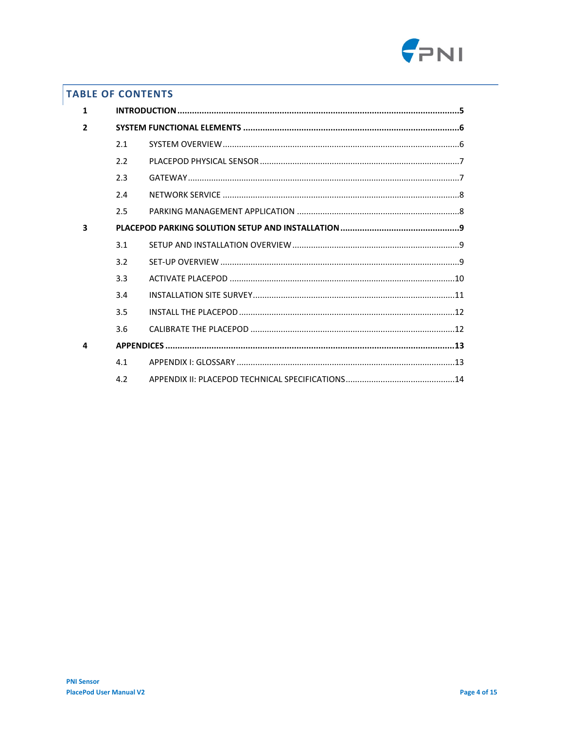## TABLE OF CONTENTS

| | | | |
|---|---|---|---|
| **1** | **INTRODUCTION** | | **5** |
| **2** | **SYSTEM FUNCTIONAL ELEMENTS** | | **6** |
| | 2.1 | SYSTEM OVERVIEW | 6 |
| | 2.2 | PLACEPOD PHYSICAL SENSOR | 7 |
| | 2.3 | GATEWAY | 7 |
| | 2.4 | NETWORK SERVICE | 8 |
| | 2.5 | PARKING MANAGEMENT APPLICATION | 8 |
| **3** | **PLACEPOD PARKING SOLUTION SETUP AND INSTALLATION** | | **9** |
| | 3.1 | SETUP AND INSTALLATION OVERVIEW | 9 |
| | 3.2 | SET-UP OVERVIEW | 9 |
| | 3.3 | ACTIVATE PLACEPOD | 10 |
| | 3.4 | INSTALLATION SITE SURVEY | 11 |
| | 3.5 | INSTALL THE PLACEPOD | 12 |
| | 3.6 | CALIBRATE THE PLACEPOD | 12 |
| **4** | **APPENDICES** | | **13** |
| | 4.1 | APPENDIX I: GLOSSARY | 13 |
| | 4.2 | APPENDIX II: PLACEPOD TECHNICAL SPECIFICATIONS | 14 |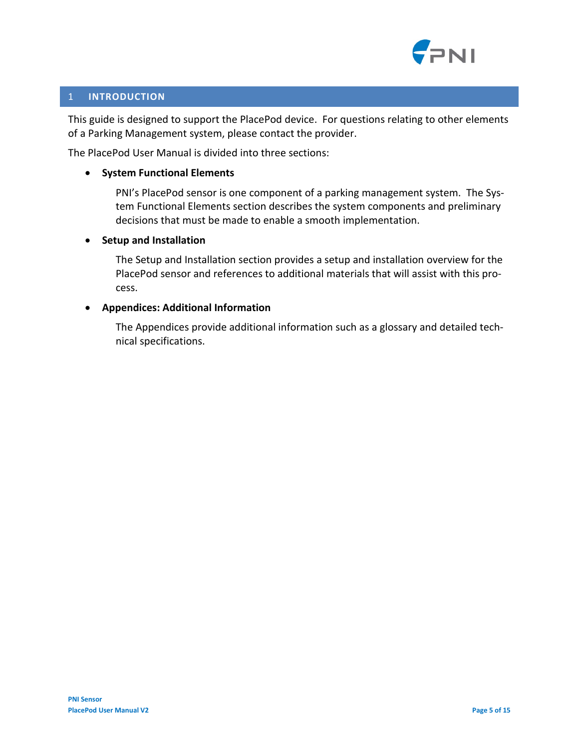# 1 INTRODUCTION

This guide is designed to support the PlacePod device. For questions relating to other elements of a Parking Management system, please contact the provider.

The PlacePod User Manual is divided into three sections:

- **System Functional Elements**

  PNI's PlacePod sensor is one component of a parking management system. The System Functional Elements section describes the system components and preliminary decisions that must be made to enable a smooth implementation.

- **Setup and Installation**

  The Setup and Installation section provides a setup and installation overview for the PlacePod sensor and references to additional materials that will assist with this process.

- **Appendices: Additional Information**

  The Appendices provide additional information such as a glossary and detailed technical specifications.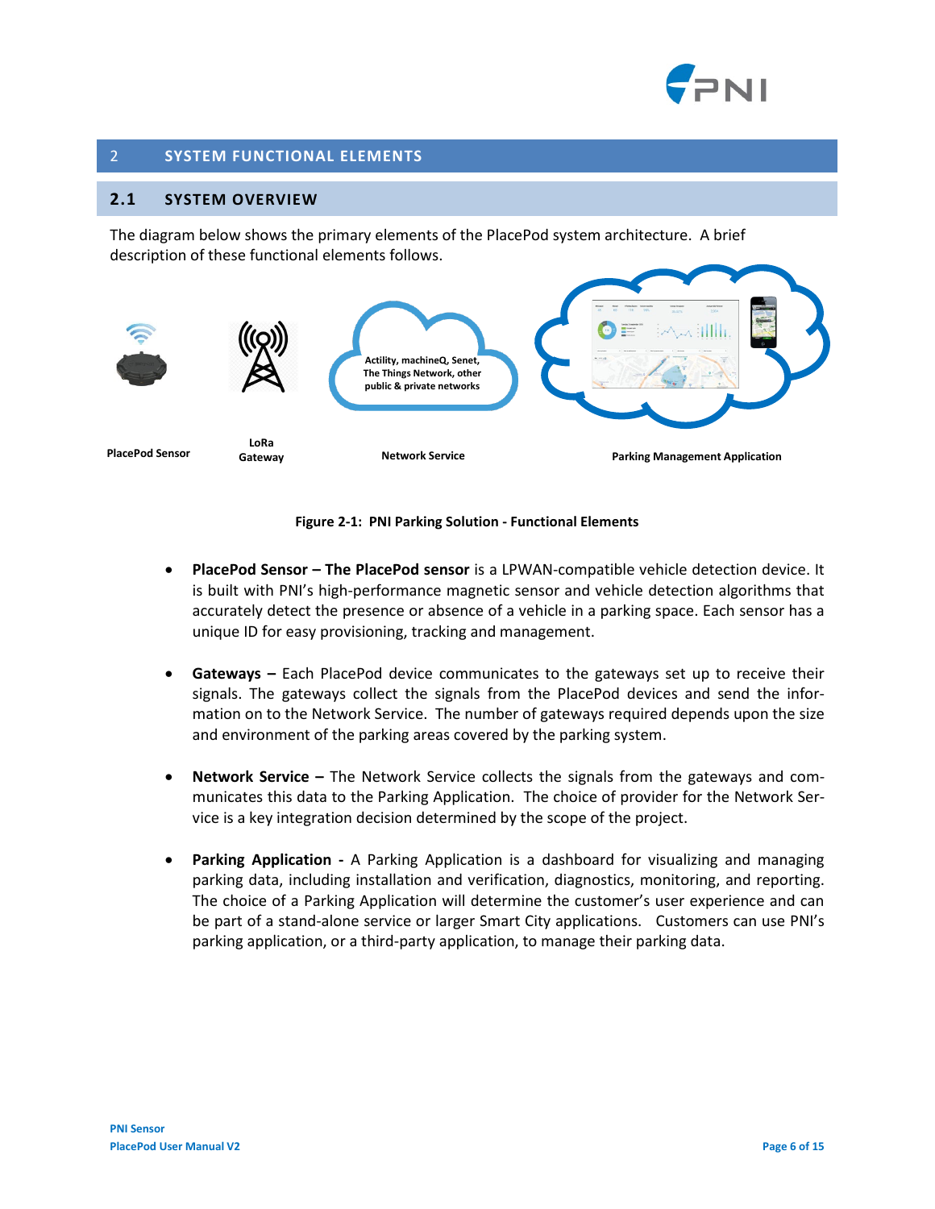# 2 SYSTEM FUNCTIONAL ELEMENTS

## 2.1 SYSTEM OVERVIEW

The diagram below shows the primary elements of the PlacePod system architecture. A brief description of these functional elements follows.

Actility, machineQ, Senet, The Things Network, other public & private networks

PlacePod Sensor | LoRa Gateway | Network Service | Parking Management Application

**Figure 2-1: PNI Parking Solution - Functional Elements**

- **PlacePod Sensor – The PlacePod sensor** is a LPWAN-compatible vehicle detection device. It is built with PNI's high-performance magnetic sensor and vehicle detection algorithms that accurately detect the presence or absence of a vehicle in a parking space. Each sensor has a unique ID for easy provisioning, tracking and management.

- **Gateways –** Each PlacePod device communicates to the gateways set up to receive their signals. The gateways collect the signals from the PlacePod devices and send the information on to the Network Service. The number of gateways required depends upon the size and environment of the parking areas covered by the parking system.

- **Network Service –** The Network Service collects the signals from the gateways and communicates this data to the Parking Application. The choice of provider for the Network Service is a key integration decision determined by the scope of the project.

- **Parking Application -** A Parking Application is a dashboard for visualizing and managing parking data, including installation and verification, diagnostics, monitoring, and reporting. The choice of a Parking Application will determine the customer's user experience and can be part of a stand-alone service or larger Smart City applications. Customers can use PNI's parking application, or a third-party application, to manage their parking data.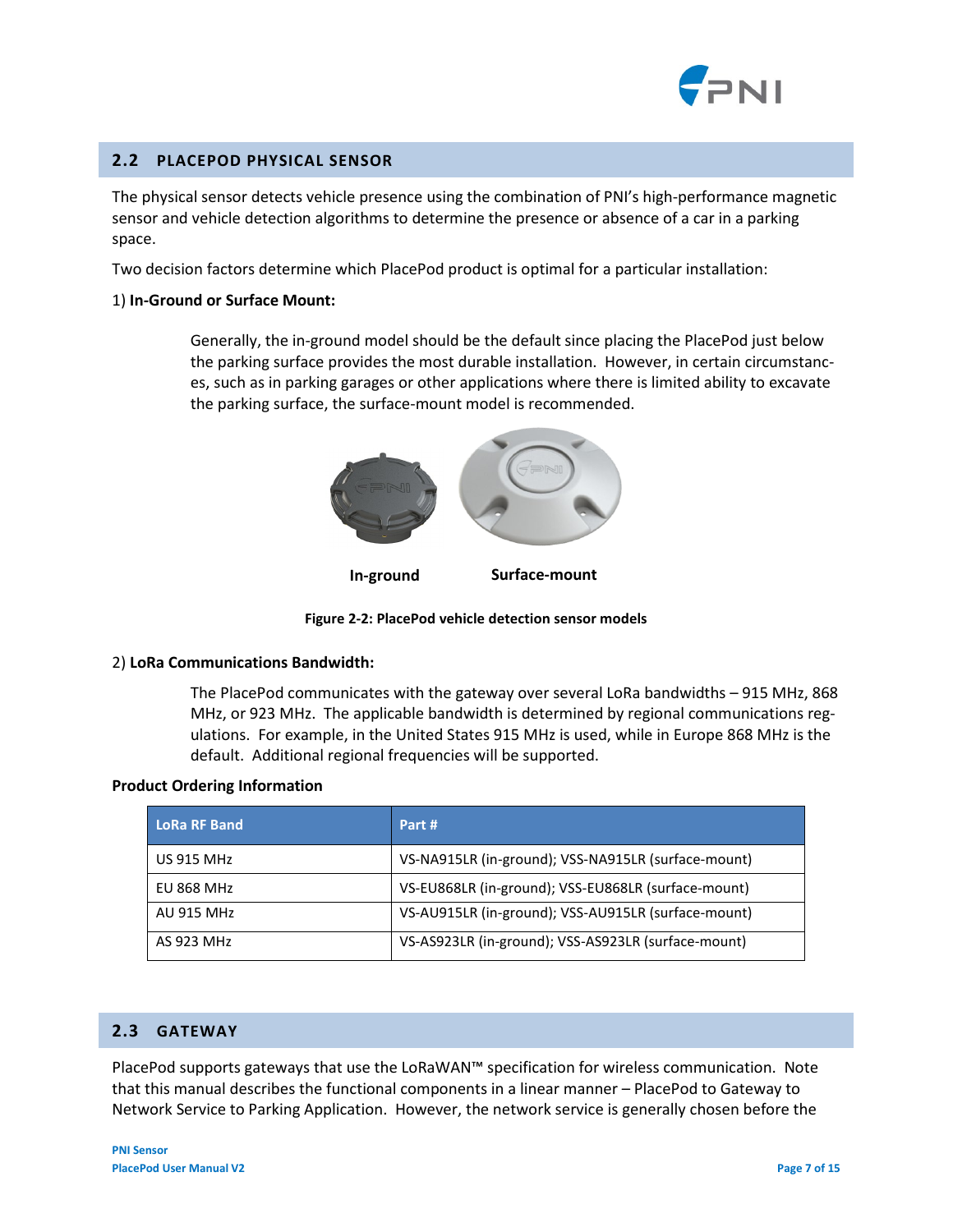## 2.2 PLACEPOD PHYSICAL SENSOR

The physical sensor detects vehicle presence using the combination of PNI's high-performance magnetic sensor and vehicle detection algorithms to determine the presence or absence of a car in a parking space.

Two decision factors determine which PlacePod product is optimal for a particular installation:

1) **In-Ground or Surface Mount:**

Generally, the in-ground model should be the default since placing the PlacePod just below the parking surface provides the most durable installation. However, in certain circumstances, such as in parking garages or other applications where there is limited ability to excavate the parking surface, the surface-mount model is recommended.

**In-ground** **Surface-mount**

**Figure 2-2: PlacePod vehicle detection sensor models**

2) **LoRa Communications Bandwidth:**

The PlacePod communicates with the gateway over several LoRa bandwidths – 915 MHz, 868 MHz, or 923 MHz. The applicable bandwidth is determined by regional communications regulations. For example, in the United States 915 MHz is used, while in Europe 868 MHz is the default. Additional regional frequencies will be supported.

**Product Ordering Information**

| LoRa RF Band | Part # |
|---|---|
| US 915 MHz | VS-NA915LR (in-ground); VSS-NA915LR (surface-mount) |
| EU 868 MHz | VS-EU868LR (in-ground); VSS-EU868LR (surface-mount) |
| AU 915 MHz | VS-AU915LR (in-ground); VSS-AU915LR (surface-mount) |
| AS 923 MHz | VS-AS923LR (in-ground); VSS-AS923LR (surface-mount) |

## 2.3 GATEWAY

PlacePod supports gateways that use the LoRaWAN™ specification for wireless communication. Note that this manual describes the functional components in a linear manner – PlacePod to Gateway to Network Service to Parking Application. However, the network service is generally chosen before the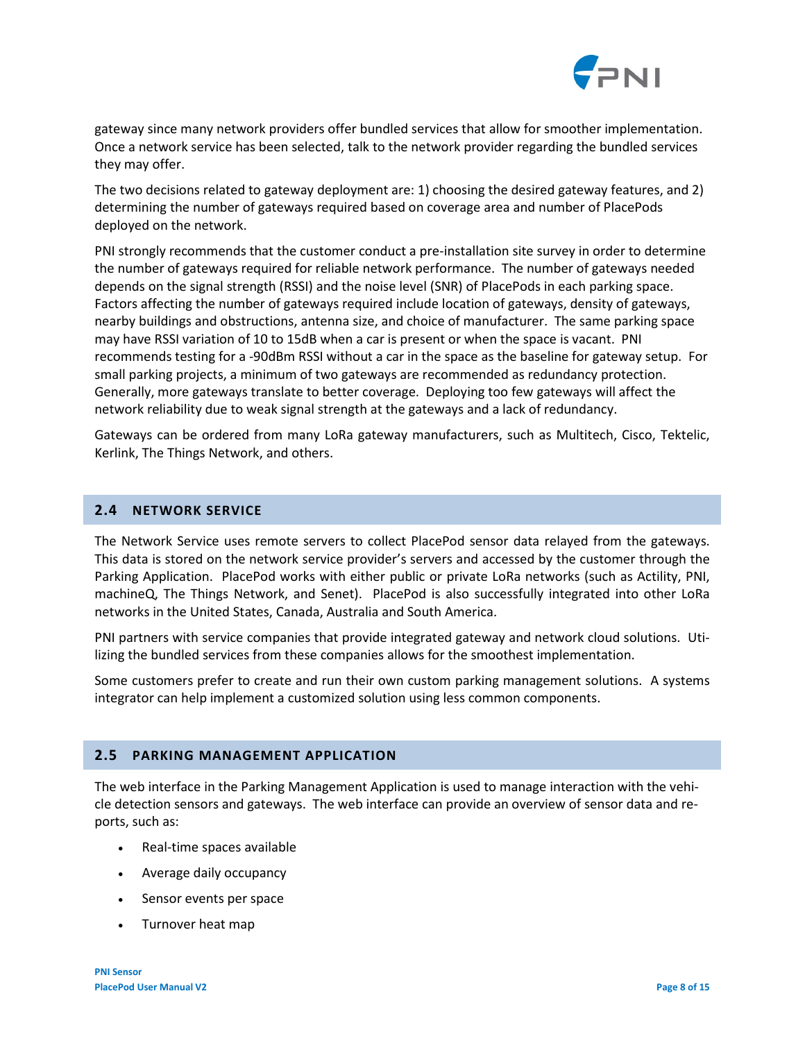gateway since many network providers offer bundled services that allow for smoother implementation. Once a network service has been selected, talk to the network provider regarding the bundled services they may offer.

The two decisions related to gateway deployment are: 1) choosing the desired gateway features, and 2) determining the number of gateways required based on coverage area and number of PlacePods deployed on the network.

PNI strongly recommends that the customer conduct a pre-installation site survey in order to determine the number of gateways required for reliable network performance. The number of gateways needed depends on the signal strength (RSSI) and the noise level (SNR) of PlacePods in each parking space. Factors affecting the number of gateways required include location of gateways, density of gateways, nearby buildings and obstructions, antenna size, and choice of manufacturer. The same parking space may have RSSI variation of 10 to 15dB when a car is present or when the space is vacant. PNI recommends testing for a -90dBm RSSI without a car in the space as the baseline for gateway setup. For small parking projects, a minimum of two gateways are recommended as redundancy protection. Generally, more gateways translate to better coverage. Deploying too few gateways will affect the network reliability due to weak signal strength at the gateways and a lack of redundancy.

Gateways can be ordered from many LoRa gateway manufacturers, such as Multitech, Cisco, Tektelic, Kerlink, The Things Network, and others.

## 2.4 NETWORK SERVICE

The Network Service uses remote servers to collect PlacePod sensor data relayed from the gateways. This data is stored on the network service provider's servers and accessed by the customer through the Parking Application. PlacePod works with either public or private LoRa networks (such as Actility, PNI, machineQ, The Things Network, and Senet). PlacePod is also successfully integrated into other LoRa networks in the United States, Canada, Australia and South America.

PNI partners with service companies that provide integrated gateway and network cloud solutions. Utilizing the bundled services from these companies allows for the smoothest implementation.

Some customers prefer to create and run their own custom parking management solutions. A systems integrator can help implement a customized solution using less common components.

## 2.5 PARKING MANAGEMENT APPLICATION

The web interface in the Parking Management Application is used to manage interaction with the vehicle detection sensors and gateways. The web interface can provide an overview of sensor data and reports, such as:

- Real-time spaces available
- Average daily occupancy
- Sensor events per space
- Turnover heat map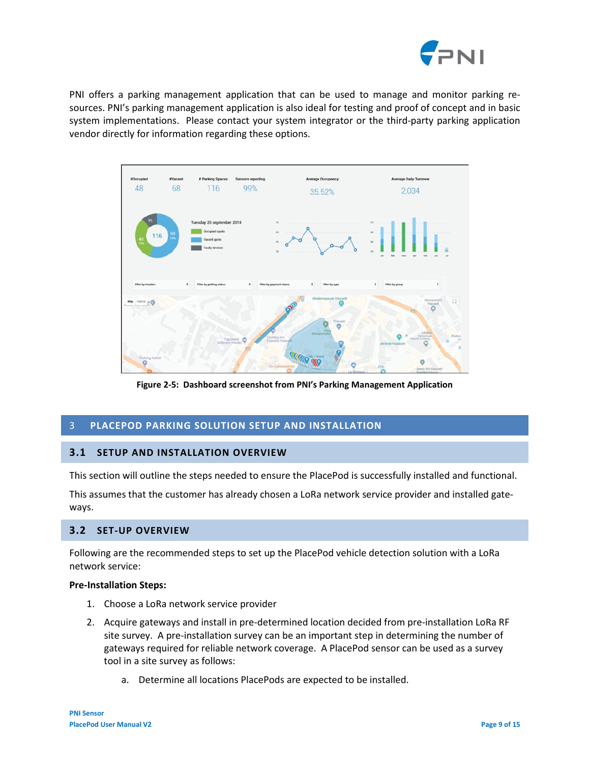PNI offers a parking management application that can be used to manage and monitor parking resources. PNI's parking management application is also ideal for testing and proof of concept and in basic system implementations. Please contact your system integrator or the third-party parking application vendor directly for information regarding these options.

**Figure 2-5: Dashboard screenshot from PNI's Parking Management Application**

# 3 PLACEPOD PARKING SOLUTION SETUP AND INSTALLATION

## 3.1 SETUP AND INSTALLATION OVERVIEW

This section will outline the steps needed to ensure the PlacePod is successfully installed and functional.

This assumes that the customer has already chosen a LoRa network service provider and installed gateways.

## 3.2 SET-UP OVERVIEW

Following are the recommended steps to set up the PlacePod vehicle detection solution with a LoRa network service:

**Pre-Installation Steps:**

1. Choose a LoRa network service provider
2. Acquire gateways and install in pre-determined location decided from pre-installation LoRa RF site survey. A pre-installation survey can be an important step in determining the number of gateways required for reliable network coverage. A PlacePod sensor can be used as a survey tool in a site survey as follows:
    a. Determine all locations PlacePods are expected to be installed.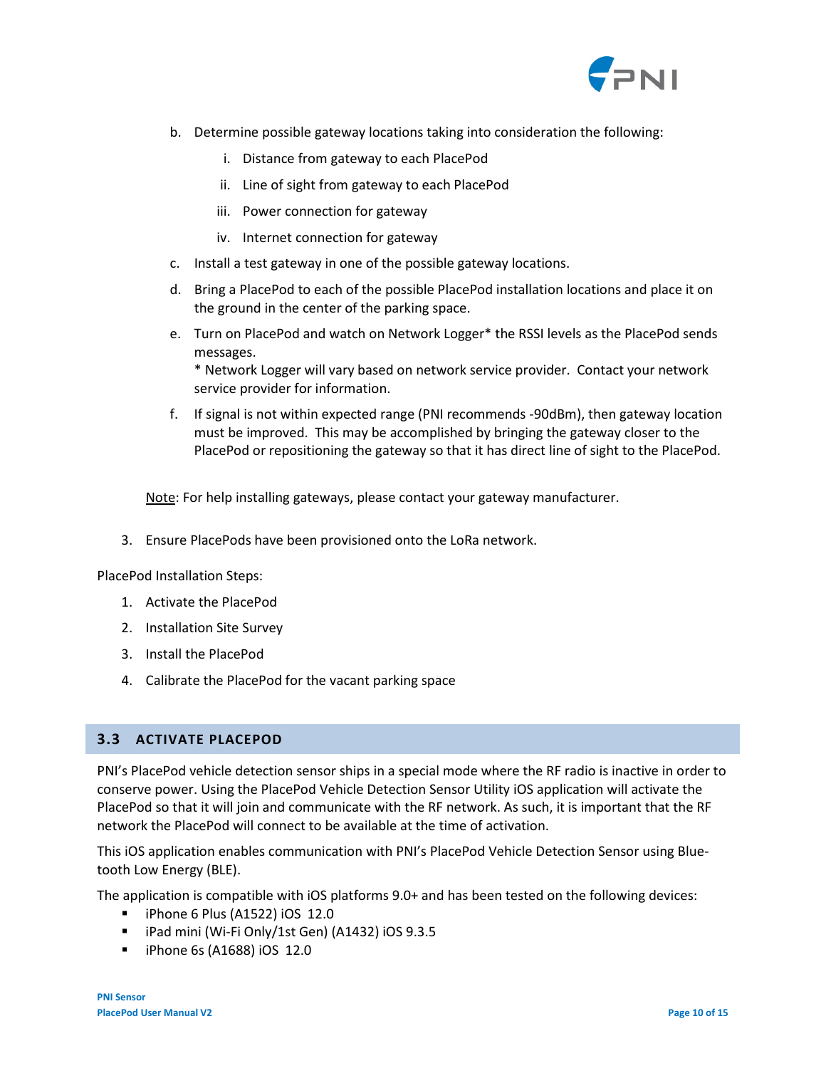b. Determine possible gateway locations taking into consideration the following:

   i. Distance from gateway to each PlacePod

   ii. Line of sight from gateway to each PlacePod

   iii. Power connection for gateway

   iv. Internet connection for gateway

c. Install a test gateway in one of the possible gateway locations.

d. Bring a PlacePod to each of the possible PlacePod installation locations and place it on the ground in the center of the parking space.

e. Turn on PlacePod and watch on Network Logger* the RSSI levels as the PlacePod sends messages.
   * Network Logger will vary based on network service provider. Contact your network service provider for information.

f. If signal is not within expected range (PNI recommends -90dBm), then gateway location must be improved. This may be accomplished by bringing the gateway closer to the PlacePod or repositioning the gateway so that it has direct line of sight to the PlacePod.

<u>Note</u>: For help installing gateways, please contact your gateway manufacturer.

3. Ensure PlacePods have been provisioned onto the LoRa network.

PlacePod Installation Steps:

1. Activate the PlacePod
2. Installation Site Survey
3. Install the PlacePod
4. Calibrate the PlacePod for the vacant parking space

## 3.3 ACTIVATE PLACEPOD

PNI's PlacePod vehicle detection sensor ships in a special mode where the RF radio is inactive in order to conserve power. Using the PlacePod Vehicle Detection Sensor Utility iOS application will activate the PlacePod so that it will join and communicate with the RF network. As such, it is important that the RF network the PlacePod will connect to be available at the time of activation.

This iOS application enables communication with PNI's PlacePod Vehicle Detection Sensor using Blue-tooth Low Energy (BLE).

The application is compatible with iOS platforms 9.0+ and has been tested on the following devices:

- iPhone 6 Plus (A1522) iOS 12.0
- iPad mini (Wi-Fi Only/1st Gen) (A1432) iOS 9.3.5
- iPhone 6s (A1688) iOS 12.0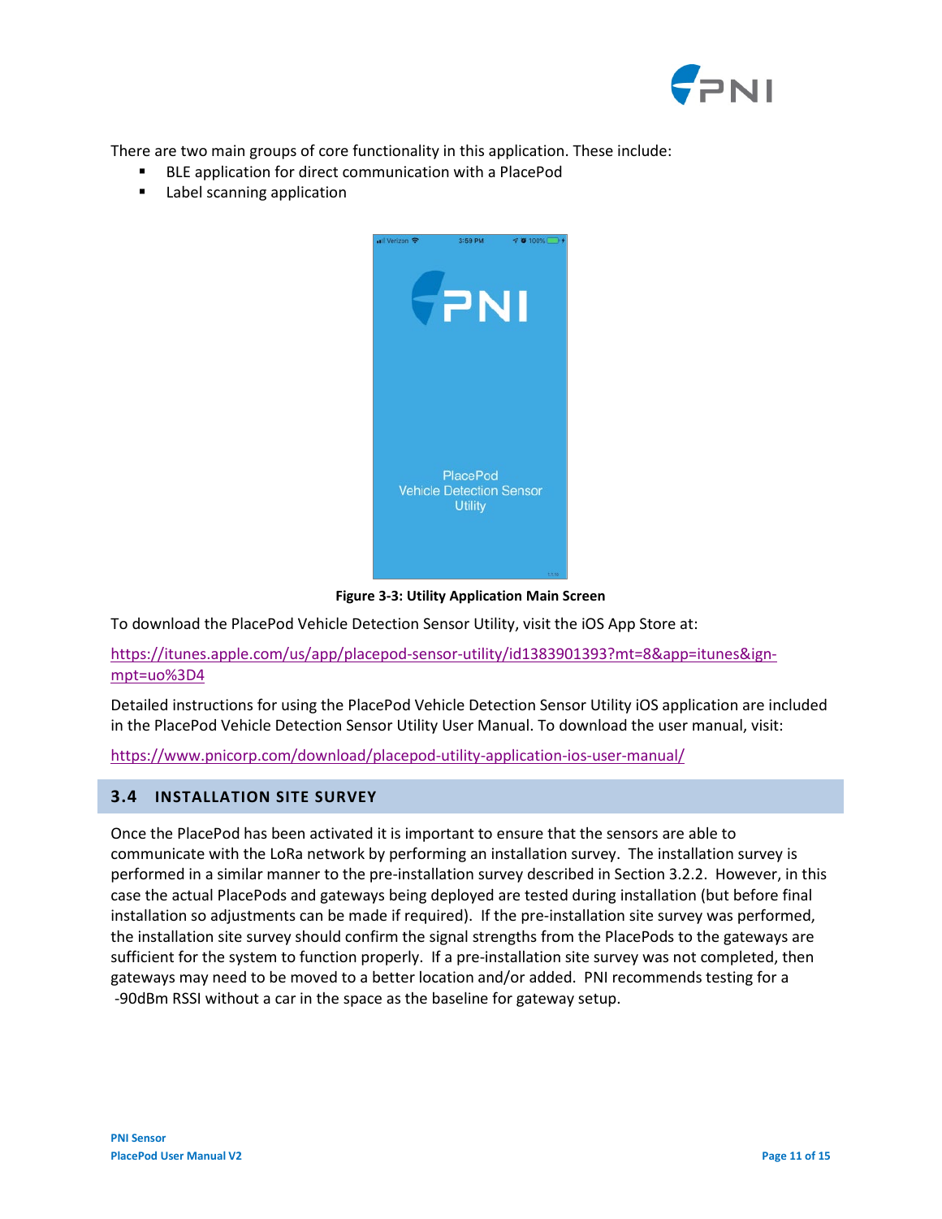There are two main groups of core functionality in this application. These include:

- BLE application for direct communication with a PlacePod
- Label scanning application

**Figure 3-3: Utility Application Main Screen**

To download the PlacePod Vehicle Detection Sensor Utility, visit the iOS App Store at:

https://itunes.apple.com/us/app/placepod-sensor-utility/id1383901393?mt=8&app=itunes&ign-mpt=uo%3D4

Detailed instructions for using the PlacePod Vehicle Detection Sensor Utility iOS application are included in the PlacePod Vehicle Detection Sensor Utility User Manual. To download the user manual, visit:

https://www.pnicorp.com/download/placepod-utility-application-ios-user-manual/

## 3.4 INSTALLATION SITE SURVEY

Once the PlacePod has been activated it is important to ensure that the sensors are able to communicate with the LoRa network by performing an installation survey. The installation survey is performed in a similar manner to the pre-installation survey described in Section 3.2.2. However, in this case the actual PlacePods and gateways being deployed are tested during installation (but before final installation so adjustments can be made if required). If the pre-installation site survey was performed, the installation site survey should confirm the signal strengths from the PlacePods to the gateways are sufficient for the system to function properly. If a pre-installation site survey was not completed, then gateways may need to be moved to a better location and/or added. PNI recommends testing for a -90dBm RSSI without a car in the space as the baseline for gateway setup.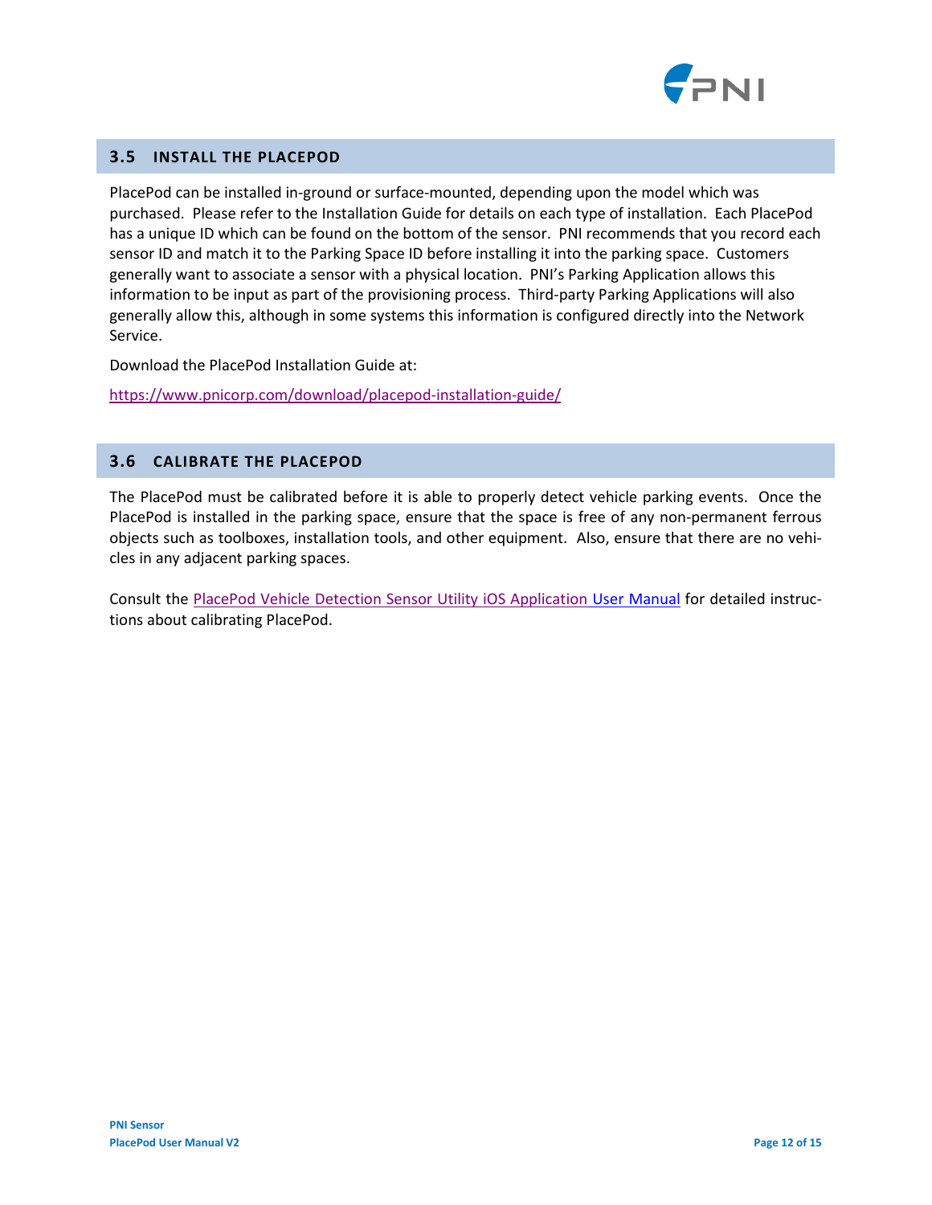## 3.5 INSTALL THE PLACEPOD

PlacePod can be installed in-ground or surface-mounted, depending upon the model which was purchased. Please refer to the Installation Guide for details on each type of installation. Each PlacePod has a unique ID which can be found on the bottom of the sensor. PNI recommends that you record each sensor ID and match it to the Parking Space ID before installing it into the parking space. Customers generally want to associate a sensor with a physical location. PNI's Parking Application allows this information to be input as part of the provisioning process. Third-party Parking Applications will also generally allow this, although in some systems this information is configured directly into the Network Service.

Download the PlacePod Installation Guide at:

https://www.pnicorp.com/download/placepod-installation-guide/

## 3.6 CALIBRATE THE PLACEPOD

The PlacePod must be calibrated before it is able to properly detect vehicle parking events. Once the PlacePod is installed in the parking space, ensure that the space is free of any non-permanent ferrous objects such as toolboxes, installation tools, and other equipment. Also, ensure that there are no vehicles in any adjacent parking spaces.

Consult the PlacePod Vehicle Detection Sensor Utility iOS Application User Manual for detailed instructions about calibrating PlacePod.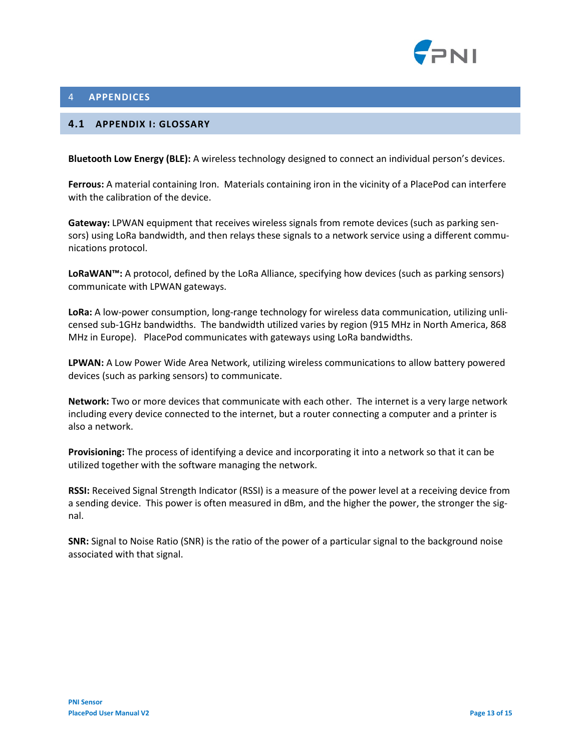# 4 APPENDICES

## 4.1 APPENDIX I: GLOSSARY

**Bluetooth Low Energy (BLE):** A wireless technology designed to connect an individual person's devices.

**Ferrous:** A material containing Iron. Materials containing iron in the vicinity of a PlacePod can interfere with the calibration of the device.

**Gateway:** LPWAN equipment that receives wireless signals from remote devices (such as parking sensors) using LoRa bandwidth, and then relays these signals to a network service using a different communications protocol.

**LoRaWAN™:** A protocol, defined by the LoRa Alliance, specifying how devices (such as parking sensors) communicate with LPWAN gateways.

**LoRa:** A low-power consumption, long-range technology for wireless data communication, utilizing unlicensed sub-1GHz bandwidths. The bandwidth utilized varies by region (915 MHz in North America, 868 MHz in Europe). PlacePod communicates with gateways using LoRa bandwidths.

**LPWAN:** A Low Power Wide Area Network, utilizing wireless communications to allow battery powered devices (such as parking sensors) to communicate.

**Network:** Two or more devices that communicate with each other. The internet is a very large network including every device connected to the internet, but a router connecting a computer and a printer is also a network.

**Provisioning:** The process of identifying a device and incorporating it into a network so that it can be utilized together with the software managing the network.

**RSSI:** Received Signal Strength Indicator (RSSI) is a measure of the power level at a receiving device from a sending device. This power is often measured in dBm, and the higher the power, the stronger the signal.

**SNR:** Signal to Noise Ratio (SNR) is the ratio of the power of a particular signal to the background noise associated with that signal.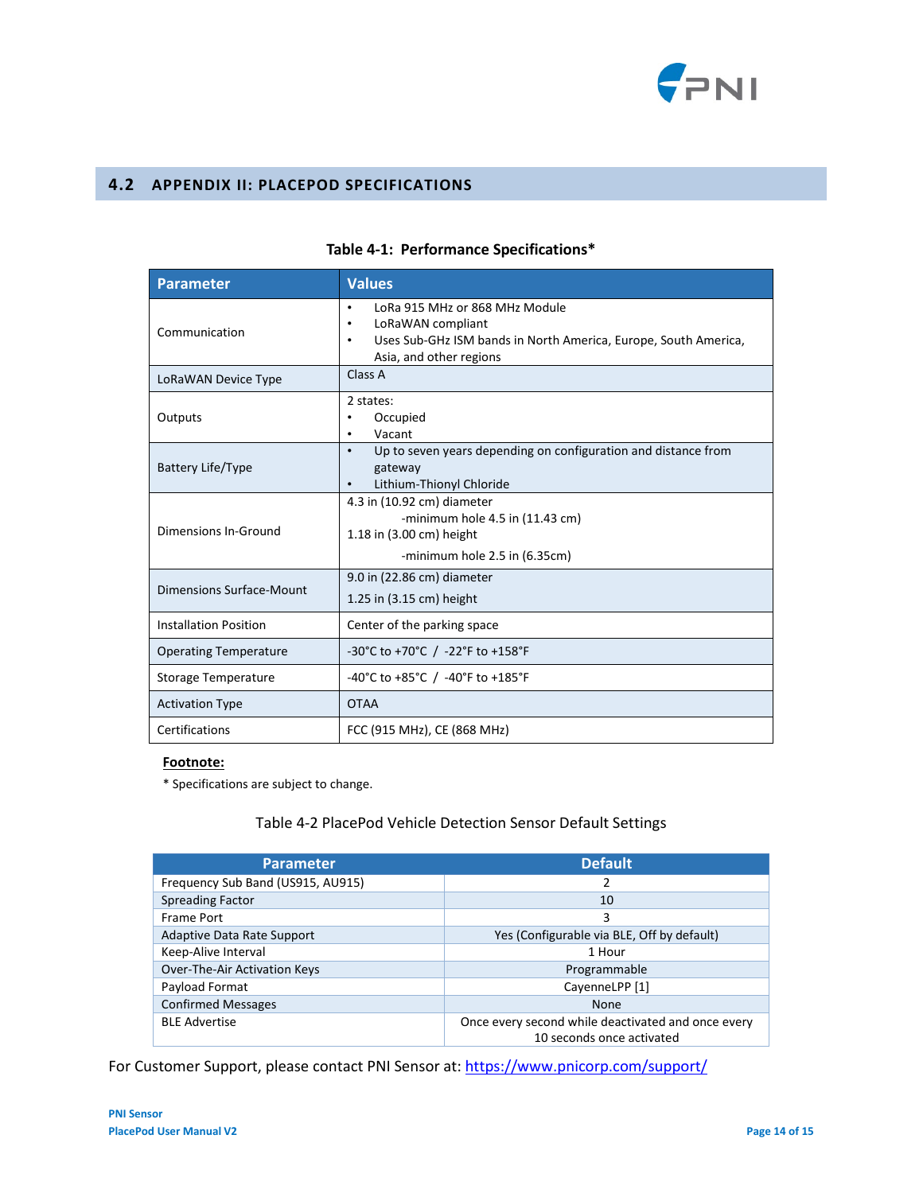## 4.2 APPENDIX II: PLACEPOD SPECIFICATIONS

**Table 4-1: Performance Specifications***

| Parameter | Values |
|---|---|
| Communication | • LoRa 915 MHz or 868 MHz Module<br>• LoRaWAN compliant<br>• Uses Sub-GHz ISM bands in North America, Europe, South America, Asia, and other regions |
| LoRaWAN Device Type | Class A |
| Outputs | 2 states:<br>• Occupied<br>• Vacant |
| Battery Life/Type | • Up to seven years depending on configuration and distance from gateway<br>• Lithium-Thionyl Chloride |
| Dimensions In-Ground | 4.3 in (10.92 cm) diameter<br>-minimum hole 4.5 in (11.43 cm)<br>1.18 in (3.00 cm) height<br>-minimum hole 2.5 in (6.35cm) |
| Dimensions Surface-Mount | 9.0 in (22.86 cm) diameter<br>1.25 in (3.15 cm) height |
| Installation Position | Center of the parking space |
| Operating Temperature | -30°C to +70°C / -22°F to +158°F |
| Storage Temperature | -40°C to +85°C / -40°F to +185°F |
| Activation Type | OTAA |
| Certifications | FCC (915 MHz), CE (868 MHz) |

**Footnote:**

* Specifications are subject to change.

Table 4-2 PlacePod Vehicle Detection Sensor Default Settings

| Parameter | Default |
|---|---|
| Frequency Sub Band (US915, AU915) | 2 |
| Spreading Factor | 10 |
| Frame Port | 3 |
| Adaptive Data Rate Support | Yes (Configurable via BLE, Off by default) |
| Keep-Alive Interval | 1 Hour |
| Over-The-Air Activation Keys | Programmable |
| Payload Format | CayenneLPP [1] |
| Confirmed Messages | None |
| BLE Advertise | Once every second while deactivated and once every 10 seconds once activated |

For Customer Support, please contact PNI Sensor at: https://www.pnicorp.com/support/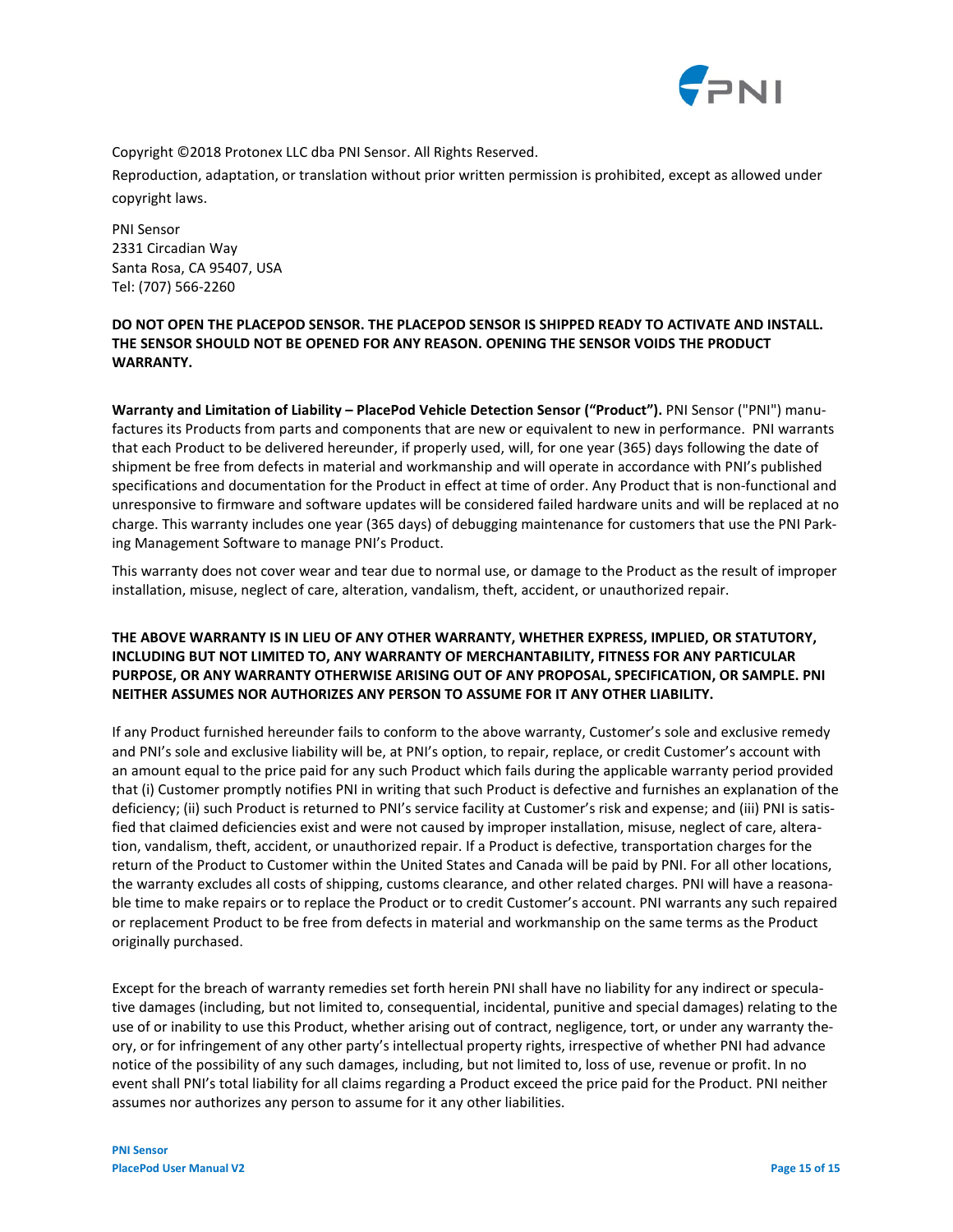Copyright ©2018 Protonex LLC dba PNI Sensor. All Rights Reserved.

Reproduction, adaptation, or translation without prior written permission is prohibited, except as allowed under copyright laws.

PNI Sensor
2331 Circadian Way
Santa Rosa, CA 95407, USA
Tel: (707) 566-2260

**DO NOT OPEN THE PLACEPOD SENSOR. THE PLACEPOD SENSOR IS SHIPPED READY TO ACTIVATE AND INSTALL. THE SENSOR SHOULD NOT BE OPENED FOR ANY REASON. OPENING THE SENSOR VOIDS THE PRODUCT WARRANTY.**

**Warranty and Limitation of Liability – PlacePod Vehicle Detection Sensor ("Product").** PNI Sensor ("PNI") manufactures its Products from parts and components that are new or equivalent to new in performance. PNI warrants that each Product to be delivered hereunder, if properly used, will, for one year (365) days following the date of shipment be free from defects in material and workmanship and will operate in accordance with PNI's published specifications and documentation for the Product in effect at time of order. Any Product that is non-functional and unresponsive to firmware and software updates will be considered failed hardware units and will be replaced at no charge. This warranty includes one year (365 days) of debugging maintenance for customers that use the PNI Parking Management Software to manage PNI's Product.

This warranty does not cover wear and tear due to normal use, or damage to the Product as the result of improper installation, misuse, neglect of care, alteration, vandalism, theft, accident, or unauthorized repair.

**THE ABOVE WARRANTY IS IN LIEU OF ANY OTHER WARRANTY, WHETHER EXPRESS, IMPLIED, OR STATUTORY, INCLUDING BUT NOT LIMITED TO, ANY WARRANTY OF MERCHANTABILITY, FITNESS FOR ANY PARTICULAR PURPOSE, OR ANY WARRANTY OTHERWISE ARISING OUT OF ANY PROPOSAL, SPECIFICATION, OR SAMPLE. PNI NEITHER ASSUMES NOR AUTHORIZES ANY PERSON TO ASSUME FOR IT ANY OTHER LIABILITY.**

If any Product furnished hereunder fails to conform to the above warranty, Customer's sole and exclusive remedy and PNI's sole and exclusive liability will be, at PNI's option, to repair, replace, or credit Customer's account with an amount equal to the price paid for any such Product which fails during the applicable warranty period provided that (i) Customer promptly notifies PNI in writing that such Product is defective and furnishes an explanation of the deficiency; (ii) such Product is returned to PNI's service facility at Customer's risk and expense; and (iii) PNI is satisfied that claimed deficiencies exist and were not caused by improper installation, misuse, neglect of care, alteration, vandalism, theft, accident, or unauthorized repair. If a Product is defective, transportation charges for the return of the Product to Customer within the United States and Canada will be paid by PNI. For all other locations, the warranty excludes all costs of shipping, customs clearance, and other related charges. PNI will have a reasonable time to make repairs or to replace the Product or to credit Customer's account. PNI warrants any such repaired or replacement Product to be free from defects in material and workmanship on the same terms as the Product originally purchased.

Except for the breach of warranty remedies set forth herein PNI shall have no liability for any indirect or speculative damages (including, but not limited to, consequential, incidental, punitive and special damages) relating to the use of or inability to use this Product, whether arising out of contract, negligence, tort, or under any warranty theory, or for infringement of any other party's intellectual property rights, irrespective of whether PNI had advance notice of the possibility of any such damages, including, but not limited to, loss of use, revenue or profit. In no event shall PNI's total liability for all claims regarding a Product exceed the price paid for the Product. PNI neither assumes nor authorizes any person to assume for it any other liabilities.